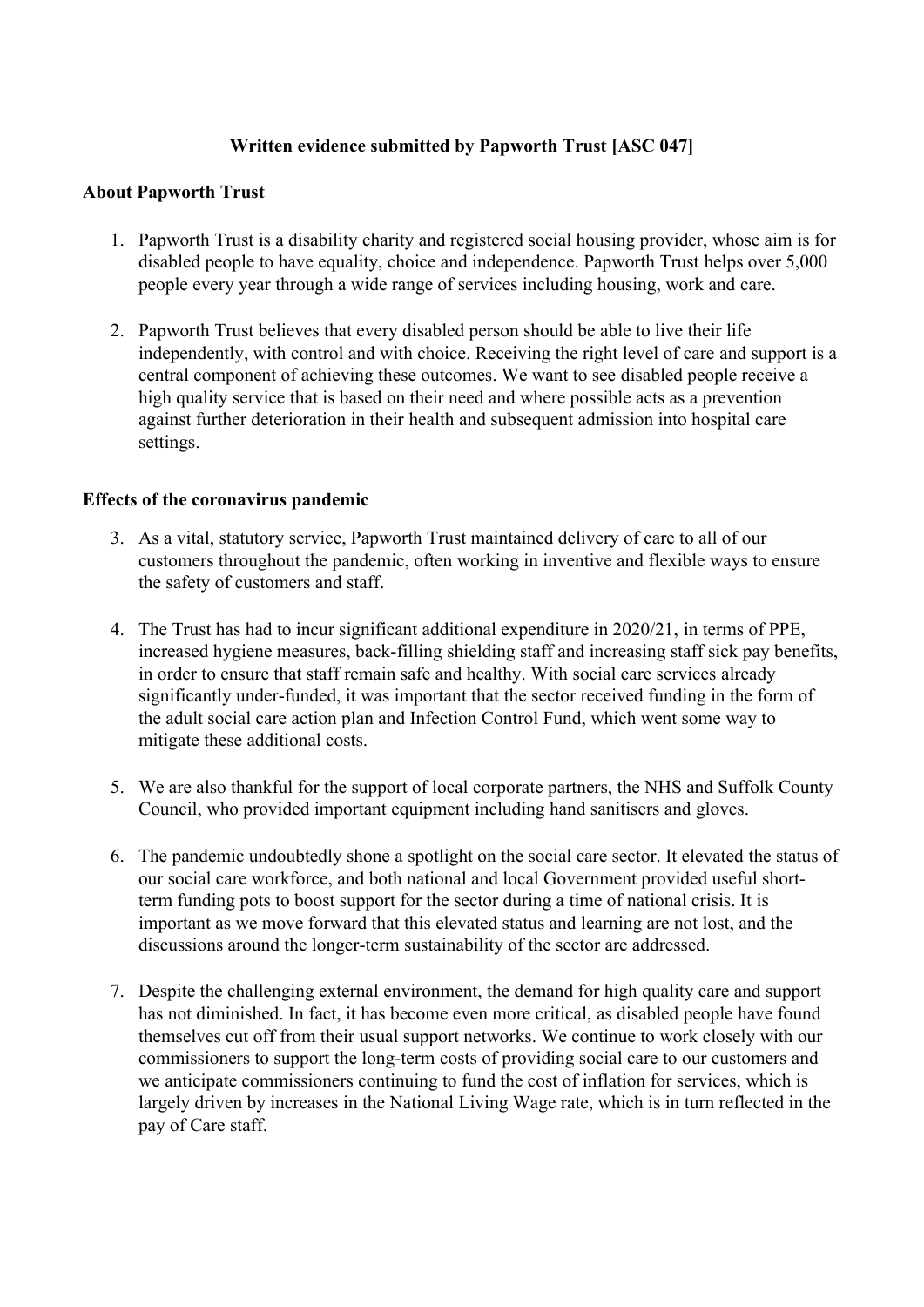**Written evidence submitted by Papworth Trust [ASC 047]**

**About Papworth Trust**

1. Papworth Trust is a disability charity and registered social housing provider, whose aim is for disabled people to have equality, choice and independence. Papworth Trust helps over 5,000 people every year through a wide range of services including housing, work and care.

2. Papworth Trust believes that every disabled person should be able to live their life independently, with control and with choice. Receiving the right level of care and support is a central component of achieving these outcomes. We want to see disabled people receive a high quality service that is based on their need and where possible acts as a prevention against further deterioration in their health and subsequent admission into hospital care settings.

**Effects of the coronavirus pandemic**

3. As a vital, statutory service, Papworth Trust maintained delivery of care to all of our customers throughout the pandemic, often working in inventive and flexible ways to ensure the safety of customers and staff.

4. The Trust has had to incur significant additional expenditure in 2020/21, in terms of PPE, increased hygiene measures, back-filling shielding staff and increasing staff sick pay benefits, in order to ensure that staff remain safe and healthy. With social care services already significantly under-funded, it was important that the sector received funding in the form of the adult social care action plan and Infection Control Fund, which went some way to mitigate these additional costs.

5. We are also thankful for the support of local corporate partners, the NHS and Suffolk County Council, who provided important equipment including hand sanitisers and gloves.

6. The pandemic undoubtedly shone a spotlight on the social care sector. It elevated the status of our social care workforce, and both national and local Government provided useful short-term funding pots to boost support for the sector during a time of national crisis. It is important as we move forward that this elevated status and learning are not lost, and the discussions around the longer-term sustainability of the sector are addressed.

7. Despite the challenging external environment, the demand for high quality care and support has not diminished. In fact, it has become even more critical, as disabled people have found themselves cut off from their usual support networks. We continue to work closely with our commissioners to support the long-term costs of providing social care to our customers and we anticipate commissioners continuing to fund the cost of inflation for services, which is largely driven by increases in the National Living Wage rate, which is in turn reflected in the pay of Care staff.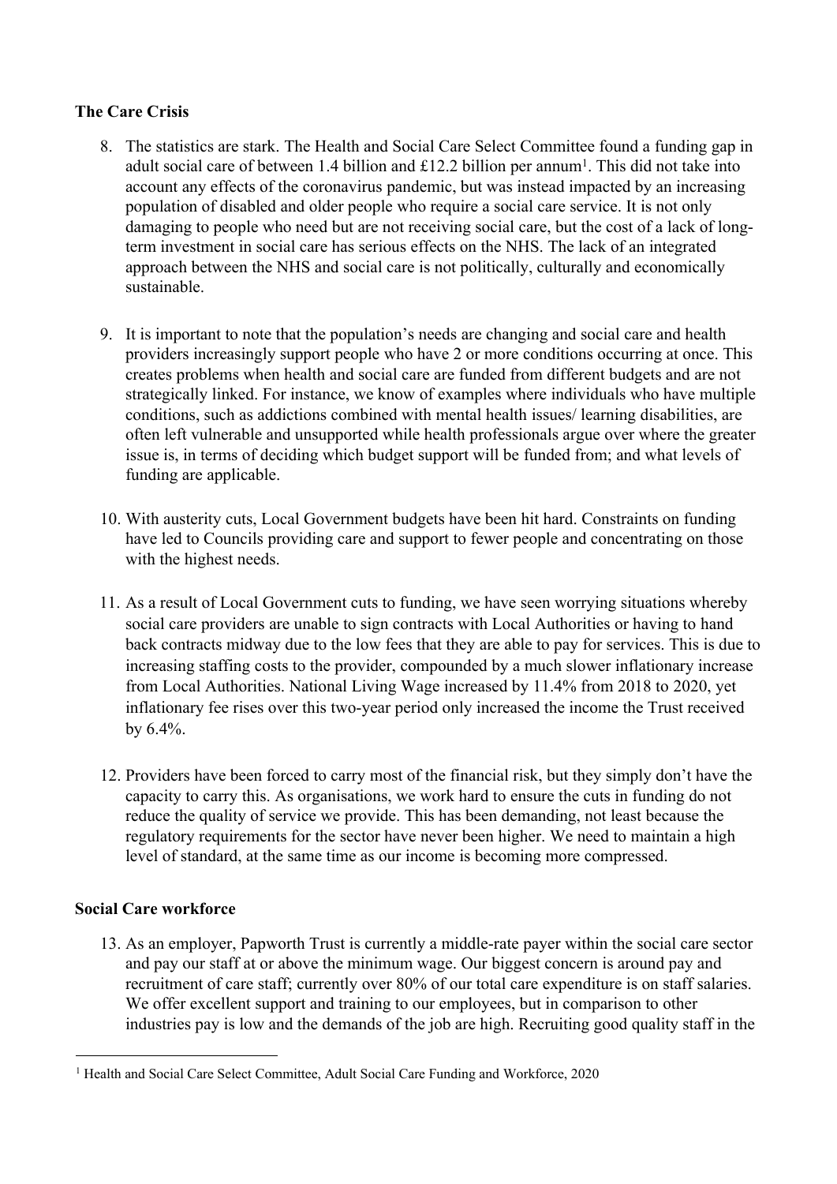## The Care Crisis

8. The statistics are stark. The Health and Social Care Select Committee found a funding gap in adult social care of between 1.4 billion and £12.2 billion per annum[1]. This did not take into account any effects of the coronavirus pandemic, but was instead impacted by an increasing population of disabled and older people who require a social care service. It is not only damaging to people who need but are not receiving social care, but the cost of a lack of long-term investment in social care has serious effects on the NHS. The lack of an integrated approach between the NHS and social care is not politically, culturally and economically sustainable.

9. It is important to note that the population's needs are changing and social care and health providers increasingly support people who have 2 or more conditions occurring at once. This creates problems when health and social care are funded from different budgets and are not strategically linked. For instance, we know of examples where individuals who have multiple conditions, such as addictions combined with mental health issues/ learning disabilities, are often left vulnerable and unsupported while health professionals argue over where the greater issue is, in terms of deciding which budget support will be funded from; and what levels of funding are applicable.

10. With austerity cuts, Local Government budgets have been hit hard. Constraints on funding have led to Councils providing care and support to fewer people and concentrating on those with the highest needs.

11. As a result of Local Government cuts to funding, we have seen worrying situations whereby social care providers are unable to sign contracts with Local Authorities or having to hand back contracts midway due to the low fees that they are able to pay for services. This is due to increasing staffing costs to the provider, compounded by a much slower inflationary increase from Local Authorities. National Living Wage increased by 11.4% from 2018 to 2020, yet inflationary fee rises over this two-year period only increased the income the Trust received by 6.4%.

12. Providers have been forced to carry most of the financial risk, but they simply don't have the capacity to carry this. As organisations, we work hard to ensure the cuts in funding do not reduce the quality of service we provide. This has been demanding, not least because the regulatory requirements for the sector have never been higher. We need to maintain a high level of standard, at the same time as our income is becoming more compressed.

## Social Care workforce

13. As an employer, Papworth Trust is currently a middle-rate payer within the social care sector and pay our staff at or above the minimum wage. Our biggest concern is around pay and recruitment of care staff; currently over 80% of our total care expenditure is on staff salaries. We offer excellent support and training to our employees, but in comparison to other industries pay is low and the demands of the job are high. Recruiting good quality staff in the

---

[1] Health and Social Care Select Committee, Adult Social Care Funding and Workforce, 2020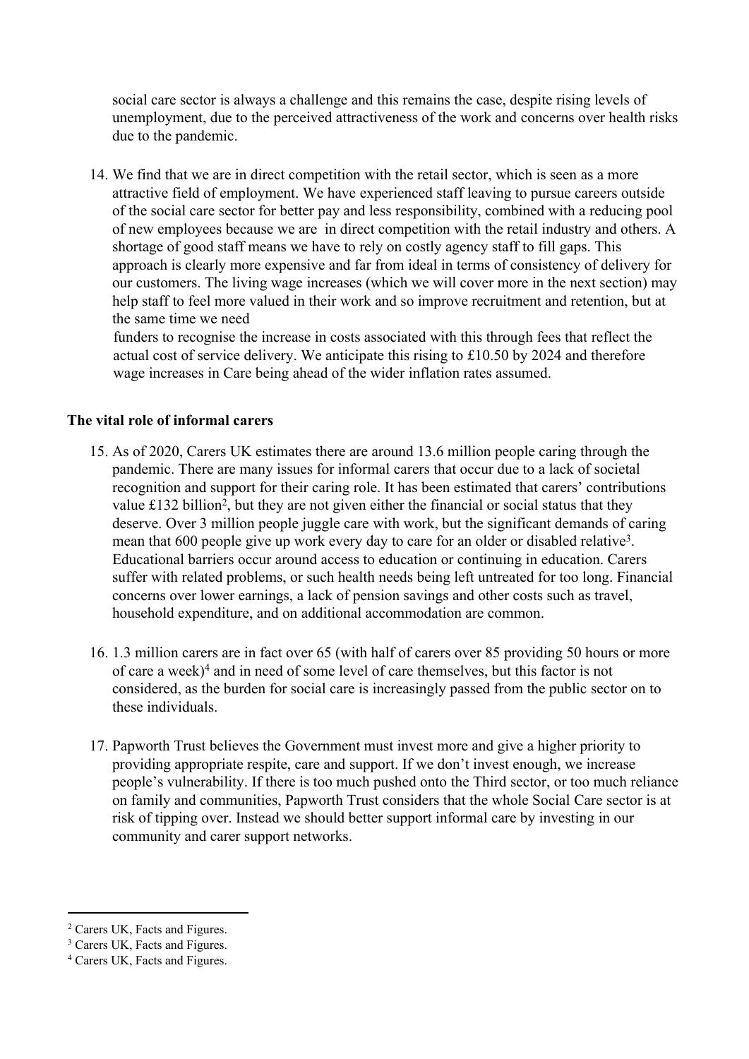social care sector is always a challenge and this remains the case, despite rising levels of unemployment, due to the perceived attractiveness of the work and concerns over health risks due to the pandemic.

14. We find that we are in direct competition with the retail sector, which is seen as a more attractive field of employment. We have experienced staff leaving to pursue careers outside of the social care sector for better pay and less responsibility, combined with a reducing pool of new employees because we are in direct competition with the retail industry and others. A shortage of good staff means we have to rely on costly agency staff to fill gaps. This approach is clearly more expensive and far from ideal in terms of consistency of delivery for our customers. The living wage increases (which we will cover more in the next section) may help staff to feel more valued in their work and so improve recruitment and retention, but at the same time we need funders to recognise the increase in costs associated with this through fees that reflect the actual cost of service delivery. We anticipate this rising to £10.50 by 2024 and therefore wage increases in Care being ahead of the wider inflation rates assumed.

**The vital role of informal carers**

15. As of 2020, Carers UK estimates there are around 13.6 million people caring through the pandemic. There are many issues for informal carers that occur due to a lack of societal recognition and support for their caring role. It has been estimated that carers' contributions value £132 billion[2], but they are not given either the financial or social status that they deserve. Over 3 million people juggle care with work, but the significant demands of caring mean that 600 people give up work every day to care for an older or disabled relative[3]. Educational barriers occur around access to education or continuing in education. Carers suffer with related problems, or such health needs being left untreated for too long. Financial concerns over lower earnings, a lack of pension savings and other costs such as travel, household expenditure, and on additional accommodation are common.

16. 1.3 million carers are in fact over 65 (with half of carers over 85 providing 50 hours or more of care a week)[4] and in need of some level of care themselves, but this factor is not considered, as the burden for social care is increasingly passed from the public sector on to these individuals.

17. Papworth Trust believes the Government must invest more and give a higher priority to providing appropriate respite, care and support. If we don't invest enough, we increase people's vulnerability. If there is too much pushed onto the Third sector, or too much reliance on family and communities, Papworth Trust considers that the whole Social Care sector is at risk of tipping over. Instead we should better support informal care by investing in our community and carer support networks.

---

[2] Carers UK, Facts and Figures.

[3] Carers UK, Facts and Figures.

[4] Carers UK, Facts and Figures.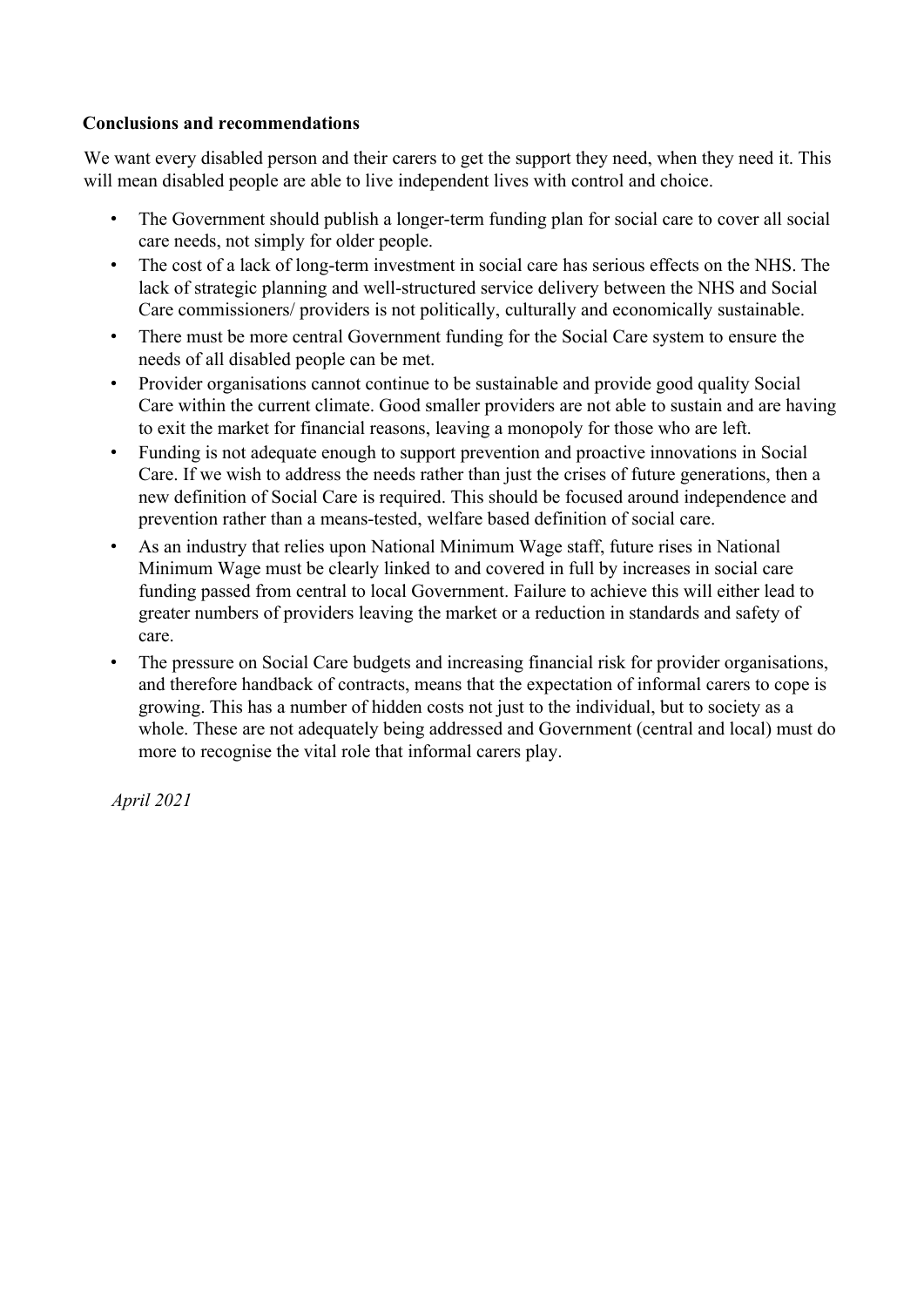**Conclusions and recommendations**

We want every disabled person and their carers to get the support they need, when they need it. This will mean disabled people are able to live independent lives with control and choice.

- The Government should publish a longer-term funding plan for social care to cover all social care needs, not simply for older people.
- The cost of a lack of long-term investment in social care has serious effects on the NHS. The lack of strategic planning and well-structured service delivery between the NHS and Social Care commissioners/ providers is not politically, culturally and economically sustainable.
- There must be more central Government funding for the Social Care system to ensure the needs of all disabled people can be met.
- Provider organisations cannot continue to be sustainable and provide good quality Social Care within the current climate. Good smaller providers are not able to sustain and are having to exit the market for financial reasons, leaving a monopoly for those who are left.
- Funding is not adequate enough to support prevention and proactive innovations in Social Care. If we wish to address the needs rather than just the crises of future generations, then a new definition of Social Care is required. This should be focused around independence and prevention rather than a means-tested, welfare based definition of social care.
- As an industry that relies upon National Minimum Wage staff, future rises in National Minimum Wage must be clearly linked to and covered in full by increases in social care funding passed from central to local Government. Failure to achieve this will either lead to greater numbers of providers leaving the market or a reduction in standards and safety of care.
- The pressure on Social Care budgets and increasing financial risk for provider organisations, and therefore handback of contracts, means that the expectation of informal carers to cope is growing. This has a number of hidden costs not just to the individual, but to society as a whole. These are not adequately being addressed and Government (central and local) must do more to recognise the vital role that informal carers play.

*April 2021*